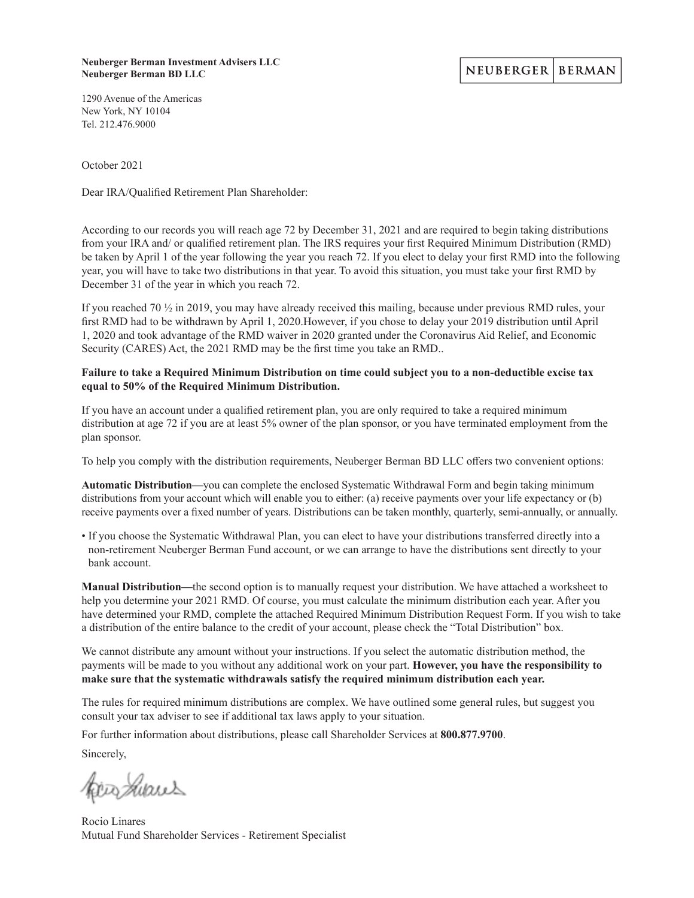**Neuberger Berman Investment Advisers LLC**
**Neuberger Berman BD LLC**

NEUBERGER | BERMAN

1290 Avenue of the Americas
New York, NY 10104
Tel. 212.476.9000

October 2021

Dear IRA/Qualified Retirement Plan Shareholder:

According to our records you will reach age 72 by December 31, 2021 and are required to begin taking distributions from your IRA and/ or qualified retirement plan. The IRS requires your first Required Minimum Distribution (RMD) be taken by April 1 of the year following the year you reach 72. If you elect to delay your first RMD into the following year, you will have to take two distributions in that year. To avoid this situation, you must take your first RMD by December 31 of the year in which you reach 72.

If you reached 70 ½ in 2019, you may have already received this mailing, because under previous RMD rules, your first RMD had to be withdrawn by April 1, 2020.However, if you chose to delay your 2019 distribution until April 1, 2020 and took advantage of the RMD waiver in 2020 granted under the Coronavirus Aid Relief, and Economic Security (CARES) Act, the 2021 RMD may be the first time you take an RMD..

**Failure to take a Required Minimum Distribution on time could subject you to a non-deductible excise tax equal to 50% of the Required Minimum Distribution.**

If you have an account under a qualified retirement plan, you are only required to take a required minimum distribution at age 72 if you are at least 5% owner of the plan sponsor, or you have terminated employment from the plan sponsor.

To help you comply with the distribution requirements, Neuberger Berman BD LLC offers two convenient options:

**Automatic Distribution—**you can complete the enclosed Systematic Withdrawal Form and begin taking minimum distributions from your account which will enable you to either: (a) receive payments over your life expectancy or (b) receive payments over a fixed number of years. Distributions can be taken monthly, quarterly, semi-annually, or annually.

- If you choose the Systematic Withdrawal Plan, you can elect to have your distributions transferred directly into a non-retirement Neuberger Berman Fund account, or we can arrange to have the distributions sent directly to your bank account.

**Manual Distribution—**the second option is to manually request your distribution. We have attached a worksheet to help you determine your 2021 RMD. Of course, you must calculate the minimum distribution each year. After you have determined your RMD, complete the attached Required Minimum Distribution Request Form. If you wish to take a distribution of the entire balance to the credit of your account, please check the "Total Distribution" box.

We cannot distribute any amount without your instructions. If you select the automatic distribution method, the payments will be made to you without any additional work on your part. **However, you have the responsibility to make sure that the systematic withdrawals satisfy the required minimum distribution each year.**

The rules for required minimum distributions are complex. We have outlined some general rules, but suggest you consult your tax adviser to see if additional tax laws apply to your situation.

For further information about distributions, please call Shareholder Services at **800.877.9700**.

Sincerely,

Rocio Linares
Mutual Fund Shareholder Services - Retirement Specialist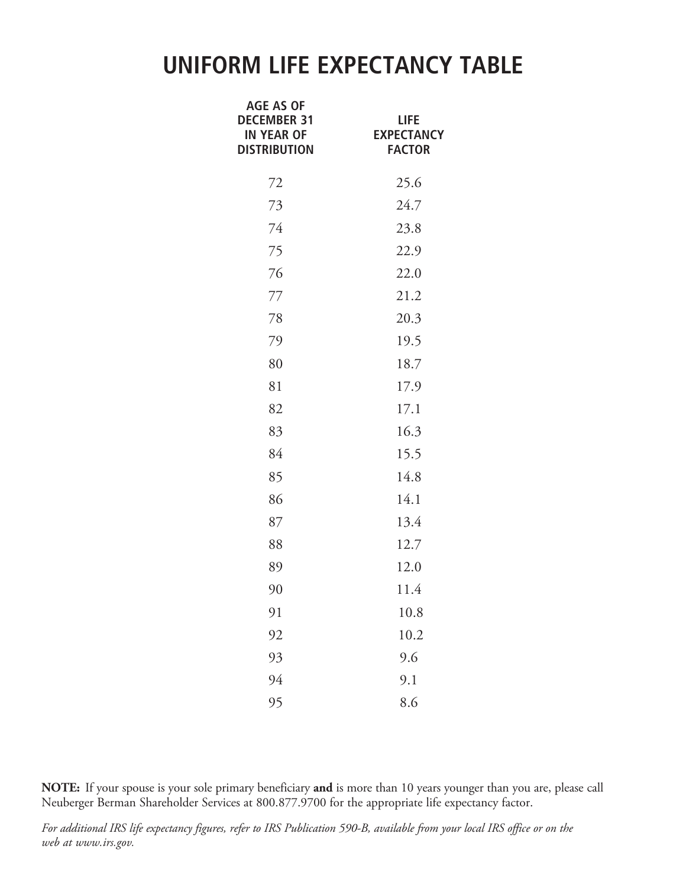# UNIFORM LIFE EXPECTANCY TABLE

| AGE AS OF DECEMBER 31 IN YEAR OF DISTRIBUTION | LIFE EXPECTANCY FACTOR |
|---|---|
| 72 | 25.6 |
| 73 | 24.7 |
| 74 | 23.8 |
| 75 | 22.9 |
| 76 | 22.0 |
| 77 | 21.2 |
| 78 | 20.3 |
| 79 | 19.5 |
| 80 | 18.7 |
| 81 | 17.9 |
| 82 | 17.1 |
| 83 | 16.3 |
| 84 | 15.5 |
| 85 | 14.8 |
| 86 | 14.1 |
| 87 | 13.4 |
| 88 | 12.7 |
| 89 | 12.0 |
| 90 | 11.4 |
| 91 | 10.8 |
| 92 | 10.2 |
| 93 | 9.6 |
| 94 | 9.1 |
| 95 | 8.6 |

**NOTE:** If your spouse is your sole primary beneficiary **and** is more than 10 years younger than you are, please call Neuberger Berman Shareholder Services at 800.877.9700 for the appropriate life expectancy factor.

*For additional IRS life expectancy figures, refer to IRS Publication 590-B, available from your local IRS office or on the web at www.irs.gov.*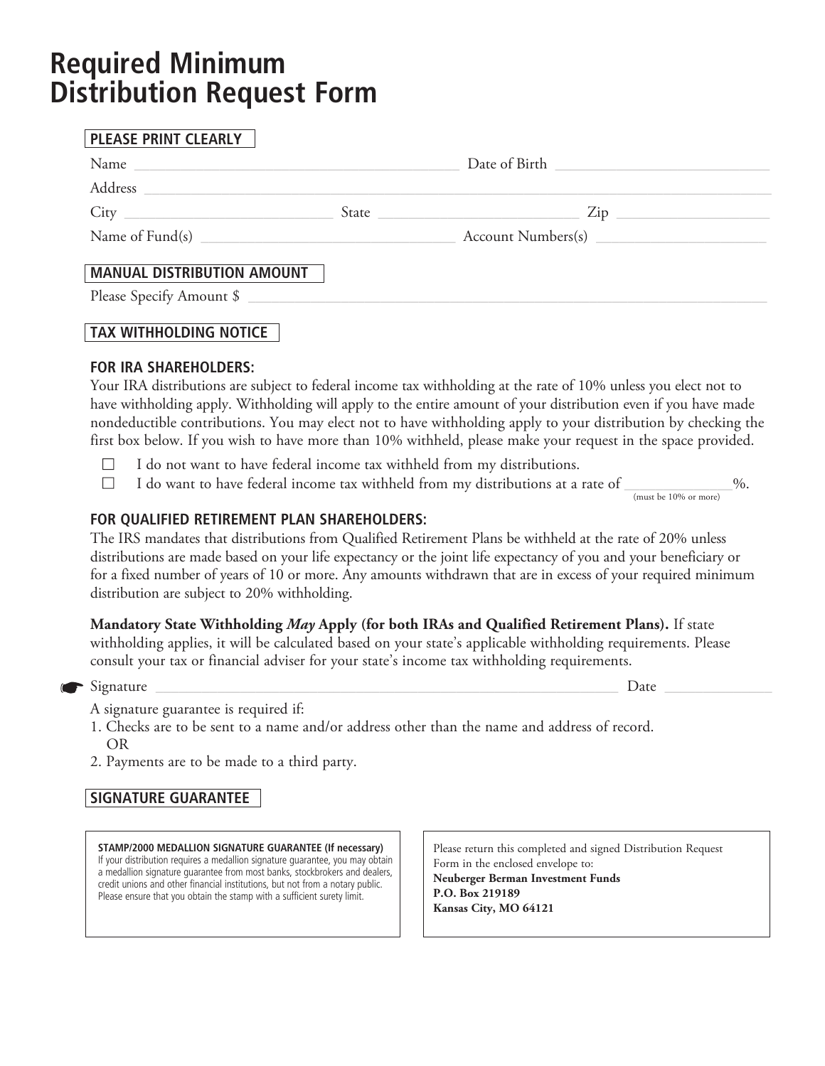# Required Minimum Distribution Request Form

**PLEASE PRINT CLEARLY**

Name ______________________________ Date of Birth ______________________

Address ______________________________________________________________

City ______________________ State ______________________ Zip ________________

Name of Fund(s) __________________________ Account Numbers(s) __________________

**MANUAL DISTRIBUTION AMOUNT**

Please Specify Amount $ ______________________________________________________

**TAX WITHHOLDING NOTICE**

**FOR IRA SHAREHOLDERS:**

Your IRA distributions are subject to federal income tax withholding at the rate of 10% unless you elect not to have withholding apply. Withholding will apply to the entire amount of your distribution even if you have made nondeductible contributions. You may elect not to have withholding apply to your distribution by checking the first box below. If you wish to have more than 10% withheld, please make your request in the space provided.

- ☐ I do not want to have federal income tax withheld from my distributions.
- ☐ I do want to have federal income tax withheld from my distributions at a rate of ____________%. (must be 10% or more)

**FOR QUALIFIED RETIREMENT PLAN SHAREHOLDERS:**

The IRS mandates that distributions from Qualified Retirement Plans be withheld at the rate of 20% unless distributions are made based on your life expectancy or the joint life expectancy of you and your beneficiary or for a fixed number of years of 10 or more. Any amounts withdrawn that are in excess of your required minimum distribution are subject to 20% withholding.

**Mandatory State Withholding *May* Apply (for both IRAs and Qualified Retirement Plans).** If state withholding applies, it will be calculated based on your state's applicable withholding requirements. Please consult your tax or financial adviser for your state's income tax withholding requirements.

☛ Signature ______________________________________________ Date ______________

A signature guarantee is required if:

1. Checks are to be sent to a name and/or address other than the name and address of record.
   OR
2. Payments are to be made to a third party.

**SIGNATURE GUARANTEE**

**STAMP/2000 MEDALLION SIGNATURE GUARANTEE (If necessary)**
If your distribution requires a medallion signature guarantee, you may obtain a medallion signature guarantee from most banks, stockbrokers and dealers, credit unions and other financial institutions, but not from a notary public. Please ensure that you obtain the stamp with a sufficient surety limit.

Please return this completed and signed Distribution Request Form in the enclosed envelope to:
**Neuberger Berman Investment Funds**
**P.O. Box 219189**
**Kansas City, MO 64121**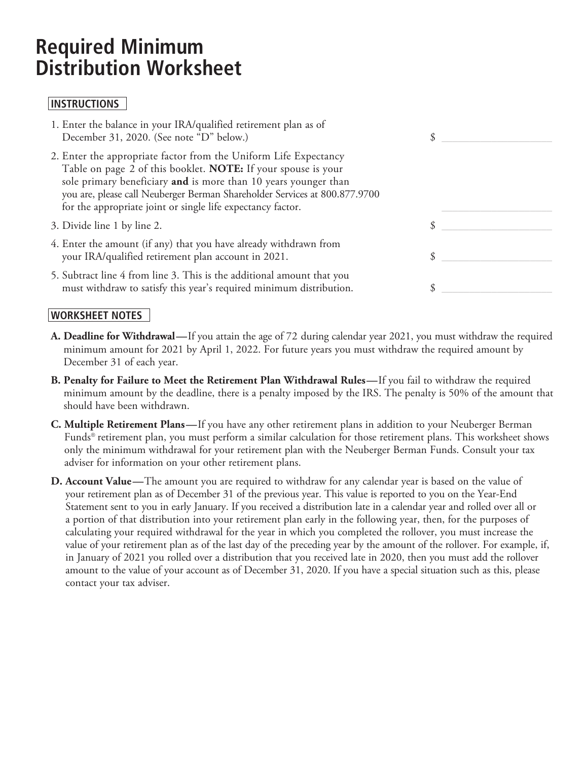# Required Minimum Distribution Worksheet

## INSTRUCTIONS

1. Enter the balance in your IRA/qualified retirement plan as of December 31, 2020. (See note "D" below.) $ ____________

2. Enter the appropriate factor from the Uniform Life Expectancy Table on page 2 of this booklet. **NOTE:** If your spouse is your sole primary beneficiary **and** is more than 10 years younger than you are, please call Neuberger Berman Shareholder Services at 800.877.9700 for the appropriate joint or single life expectancy factor. ____________

3. Divide line 1 by line 2. $ ____________

4. Enter the amount (if any) that you have already withdrawn from your IRA/qualified retirement plan account in 2021. $ ____________

5. Subtract line 4 from line 3. This is the additional amount that you must withdraw to satisfy this year's required minimum distribution. $ ____________

## WORKSHEET NOTES

**A. Deadline for Withdrawal—**If you attain the age of 72 during calendar year 2021, you must withdraw the required minimum amount for 2021 by April 1, 2022. For future years you must withdraw the required amount by December 31 of each year.

**B. Penalty for Failure to Meet the Retirement Plan Withdrawal Rules—**If you fail to withdraw the required minimum amount by the deadline, there is a penalty imposed by the IRS. The penalty is 50% of the amount that should have been withdrawn.

**C. Multiple Retirement Plans—**If you have any other retirement plans in addition to your Neuberger Berman Funds® retirement plan, you must perform a similar calculation for those retirement plans. This worksheet shows only the minimum withdrawal for your retirement plan with the Neuberger Berman Funds. Consult your tax adviser for information on your other retirement plans.

**D. Account Value—**The amount you are required to withdraw for any calendar year is based on the value of your retirement plan as of December 31 of the previous year. This value is reported to you on the Year-End Statement sent to you in early January. If you received a distribution late in a calendar year and rolled over all or a portion of that distribution into your retirement plan early in the following year, then, for the purposes of calculating your required withdrawal for the year in which you completed the rollover, you must increase the value of your retirement plan as of the last day of the preceding year by the amount of the rollover. For example, if, in January of 2021 you rolled over a distribution that you received late in 2020, then you must add the rollover amount to the value of your account as of December 31, 2020. If you have a special situation such as this, please contact your tax adviser.